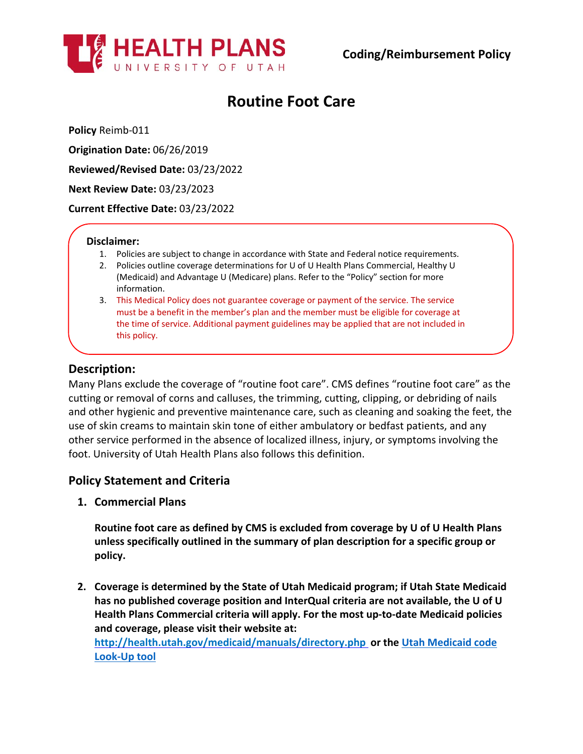**Coding/Reimbursement Policy**

# Routine Foot Care

**Policy** Reimb-011

**Origination Date:** 06/26/2019

**Reviewed/Revised Date:** 03/23/2022

**Next Review Date:** 03/23/2023

**Current Effective Date:** 03/23/2022

**Disclaimer:**

1. Policies are subject to change in accordance with State and Federal notice requirements.
2. Policies outline coverage determinations for U of U Health Plans Commercial, Healthy U (Medicaid) and Advantage U (Medicare) plans. Refer to the "Policy" section for more information.
3. This Medical Policy does not guarantee coverage or payment of the service. The service must be a benefit in the member's plan and the member must be eligible for coverage at the time of service. Additional payment guidelines may be applied that are not included in this policy.

## Description:

Many Plans exclude the coverage of "routine foot care". CMS defines "routine foot care" as the cutting or removal of corns and calluses, the trimming, cutting, clipping, or debriding of nails and other hygienic and preventive maintenance care, such as cleaning and soaking the feet, the use of skin creams to maintain skin tone of either ambulatory or bedfast patients, and any other service performed in the absence of localized illness, injury, or symptoms involving the foot. University of Utah Health Plans also follows this definition.

## Policy Statement and Criteria

1. **Commercial Plans**

   **Routine foot care as defined by CMS is excluded from coverage by U of U Health Plans unless specifically outlined in the summary of plan description for a specific group or policy.**

2. **Coverage is determined by the State of Utah Medicaid program; if Utah State Medicaid has no published coverage position and InterQual criteria are not available, the U of U Health Plans Commercial criteria will apply. For the most up-to-date Medicaid policies and coverage, please visit their website at: http://health.utah.gov/medicaid/manuals/directory.php or the Utah Medicaid code Look-Up tool**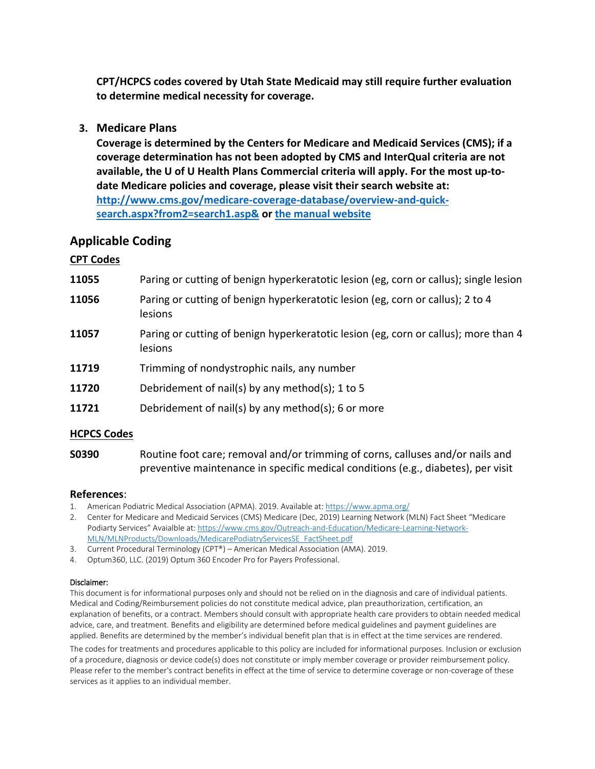**CPT/HCPCS codes covered by Utah State Medicaid may still require further evaluation to determine medical necessity for coverage.**

3. **Medicare Plans**
   **Coverage is determined by the Centers for Medicare and Medicaid Services (CMS); if a coverage determination has not been adopted by CMS and InterQual criteria are not available, the U of U Health Plans Commercial criteria will apply. For the most up-to-date Medicare policies and coverage, please visit their search website at: [http://www.cms.gov/medicare-coverage-database/overview-and-quick-search.aspx?from2=search1.asp&](http://www.cms.gov/medicare-coverage-database/overview-and-quick-search.aspx?from2=search1.asp&) or [the manual website](#)**

## Applicable Coding

### CPT Codes

| | |
|---|---|
| **11055** | Paring or cutting of benign hyperkeratotic lesion (eg, corn or callus); single lesion |
| **11056** | Paring or cutting of benign hyperkeratotic lesion (eg, corn or callus); 2 to 4 lesions |
| **11057** | Paring or cutting of benign hyperkeratotic lesion (eg, corn or callus); more than 4 lesions |
| **11719** | Trimming of nondystrophic nails, any number |
| **11720** | Debridement of nail(s) by any method(s); 1 to 5 |
| **11721** | Debridement of nail(s) by any method(s); 6 or more |

### HCPCS Codes

| | |
|---|---|
| **S0390** | Routine foot care; removal and/or trimming of corns, calluses and/or nails and preventive maintenance in specific medical conditions (e.g., diabetes), per visit |

### References:

1. American Podiatric Medical Association (APMA). 2019. Available at: https://www.apma.org/
2. Center for Medicare and Medicaid Services (CMS) Medicare (Dec, 2019) Learning Network (MLN) Fact Sheet "Medicare Podiarty Services" Avaialble at: https://www.cms.gov/Outreach-and-Education/Medicare-Learning-Network-MLN/MLNProducts/Downloads/MedicarePodiatryServicesSE_FactSheet.pdf
3. Current Procedural Terminology (CPT®) – American Medical Association (AMA). 2019.
4. Optum360, LLC. (2019) Optum 360 Encoder Pro for Payers Professional.

#### Disclaimer:

This document is for informational purposes only and should not be relied on in the diagnosis and care of individual patients. Medical and Coding/Reimbursement policies do not constitute medical advice, plan preauthorization, certification, an explanation of benefits, or a contract. Members should consult with appropriate health care providers to obtain needed medical advice, care, and treatment. Benefits and eligibility are determined before medical guidelines and payment guidelines are applied. Benefits are determined by the member's individual benefit plan that is in effect at the time services are rendered.

The codes for treatments and procedures applicable to this policy are included for informational purposes. Inclusion or exclusion of a procedure, diagnosis or device code(s) does not constitute or imply member coverage or provider reimbursement policy. Please refer to the member's contract benefits in effect at the time of service to determine coverage or non-coverage of these services as it applies to an individual member.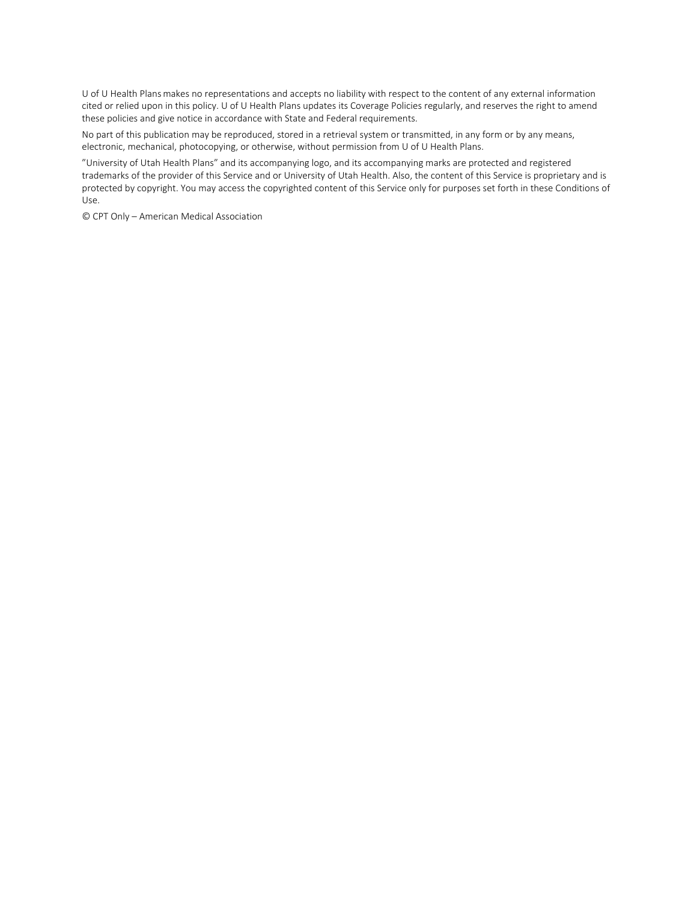U of U Health Plans makes no representations and accepts no liability with respect to the content of any external information cited or relied upon in this policy. U of U Health Plans updates its Coverage Policies regularly, and reserves the right to amend these policies and give notice in accordance with State and Federal requirements.

No part of this publication may be reproduced, stored in a retrieval system or transmitted, in any form or by any means, electronic, mechanical, photocopying, or otherwise, without permission from U of U Health Plans.

"University of Utah Health Plans" and its accompanying logo, and its accompanying marks are protected and registered trademarks of the provider of this Service and or University of Utah Health. Also, the content of this Service is proprietary and is protected by copyright. You may access the copyrighted content of this Service only for purposes set forth in these Conditions of Use.

© CPT Only – American Medical Association